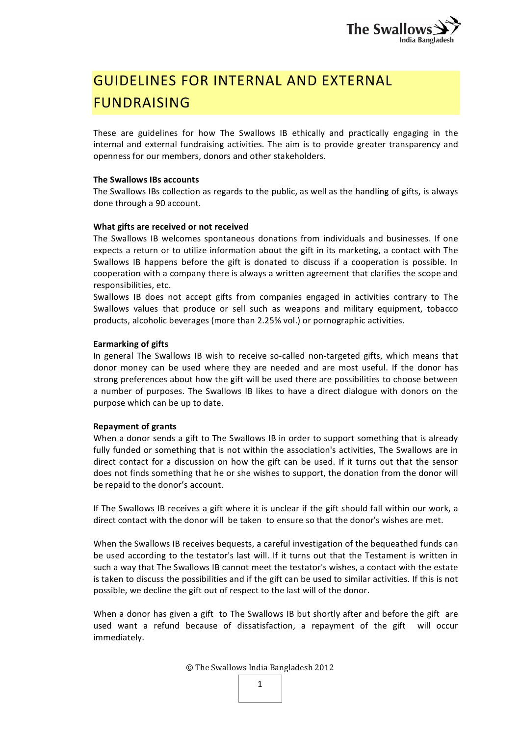# GUIDELINES FOR INTERNAL AND EXTERNAL FUNDRAISING

These are guidelines for how The Swallows IB ethically and practically engaging in the internal and external fundraising activities. The aim is to provide greater transparency and openness for our members, donors and other stakeholders.

**The Swallows IBs accounts**

The Swallows IBs collection as regards to the public, as well as the handling of gifts, is always done through a 90 account.

**What gifts are received or not received**

The Swallows IB welcomes spontaneous donations from individuals and businesses. If one expects a return or to utilize information about the gift in its marketing, a contact with The Swallows IB happens before the gift is donated to discuss if a cooperation is possible. In cooperation with a company there is always a written agreement that clarifies the scope and responsibilities, etc.

Swallows IB does not accept gifts from companies engaged in activities contrary to The Swallows values that produce or sell such as weapons and military equipment, tobacco products, alcoholic beverages (more than 2.25% vol.) or pornographic activities.

**Earmarking of gifts**

In general The Swallows IB wish to receive so-called non-targeted gifts, which means that donor money can be used where they are needed and are most useful. If the donor has strong preferences about how the gift will be used there are possibilities to choose between a number of purposes. The Swallows IB likes to have a direct dialogue with donors on the purpose which can be up to date.

**Repayment of grants**

When a donor sends a gift to The Swallows IB in order to support something that is already fully funded or something that is not within the association's activities, The Swallows are in direct contact for a discussion on how the gift can be used. If it turns out that the sensor does not finds something that he or she wishes to support, the donation from the donor will be repaid to the donor's account.

If The Swallows IB receives a gift where it is unclear if the gift should fall within our work, a direct contact with the donor will be taken to ensure so that the donor's wishes are met.

When the Swallows IB receives bequests, a careful investigation of the bequeathed funds can be used according to the testator's last will. If it turns out that the Testament is written in such a way that The Swallows IB cannot meet the testator's wishes, a contact with the estate is taken to discuss the possibilities and if the gift can be used to similar activities. If this is not possible, we decline the gift out of respect to the last will of the donor.

When a donor has given a gift to The Swallows IB but shortly after and before the gift are used want a refund because of dissatisfaction, a repayment of the gift will occur immediately.

© The Swallows India Bangladesh 2012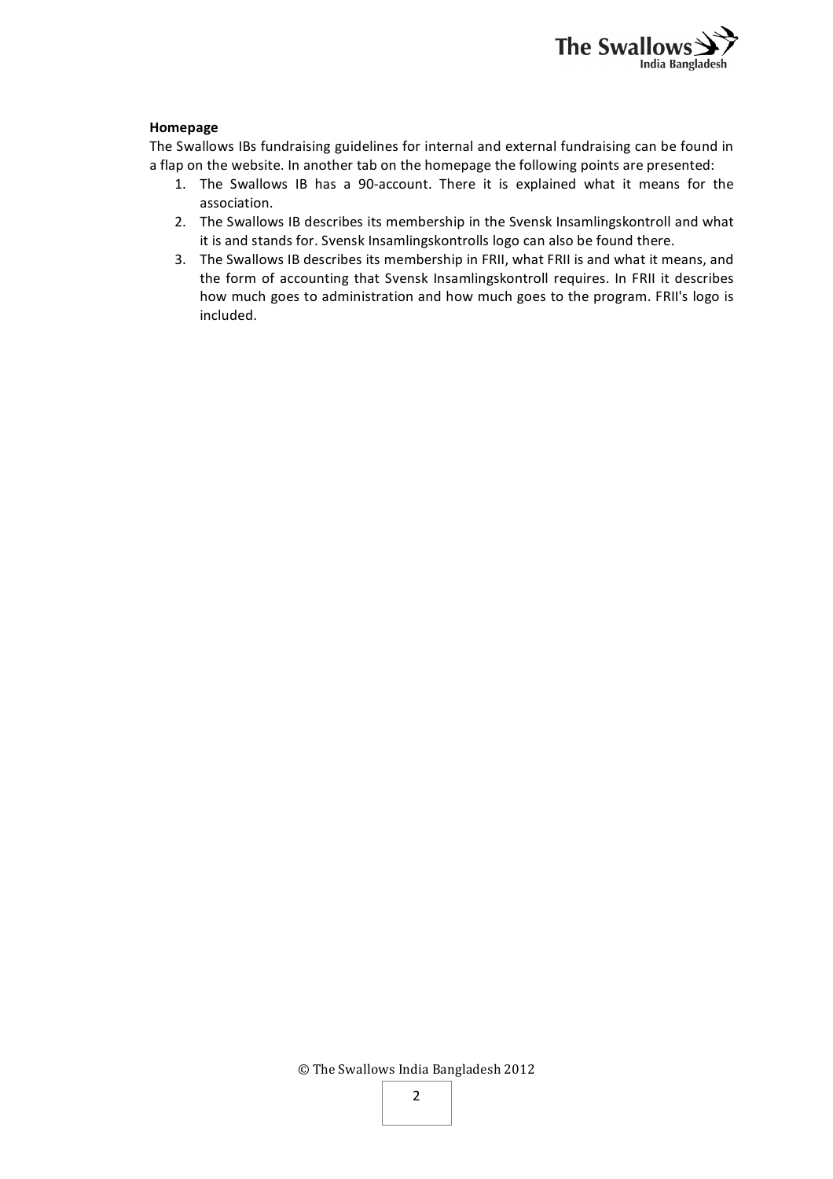**Homepage**

The Swallows IBs fundraising guidelines for internal and external fundraising can be found in a flap on the website. In another tab on the homepage the following points are presented:

1. The Swallows IB has a 90-account. There it is explained what it means for the association.
2. The Swallows IB describes its membership in the Svensk Insamlingskontroll and what it is and stands for. Svensk Insamlingskontrolls logo can also be found there.
3. The Swallows IB describes its membership in FRII, what FRII is and what it means, and the form of accounting that Svensk Insamlingskontroll requires. In FRII it describes how much goes to administration and how much goes to the program. FRII's logo is included.